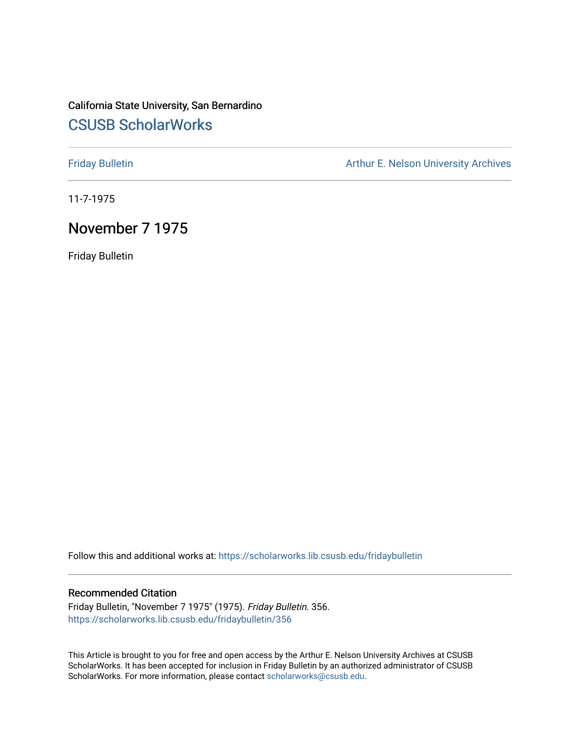California State University, San Bernardino

# CSUSB ScholarWorks

Friday Bulletin

Arthur E. Nelson University Archives

11-7-1975

## November 7 1975

Friday Bulletin

Follow this and additional works at: https://scholarworks.lib.csusb.edu/fridaybulletin

### Recommended Citation

Friday Bulletin, "November 7 1975" (1975). *Friday Bulletin*. 356.
https://scholarworks.lib.csusb.edu/fridaybulletin/356

This Article is brought to you for free and open access by the Arthur E. Nelson University Archives at CSUSB ScholarWorks. It has been accepted for inclusion in Friday Bulletin by an authorized administrator of CSUSB ScholarWorks. For more information, please contact scholarworks@csusb.edu.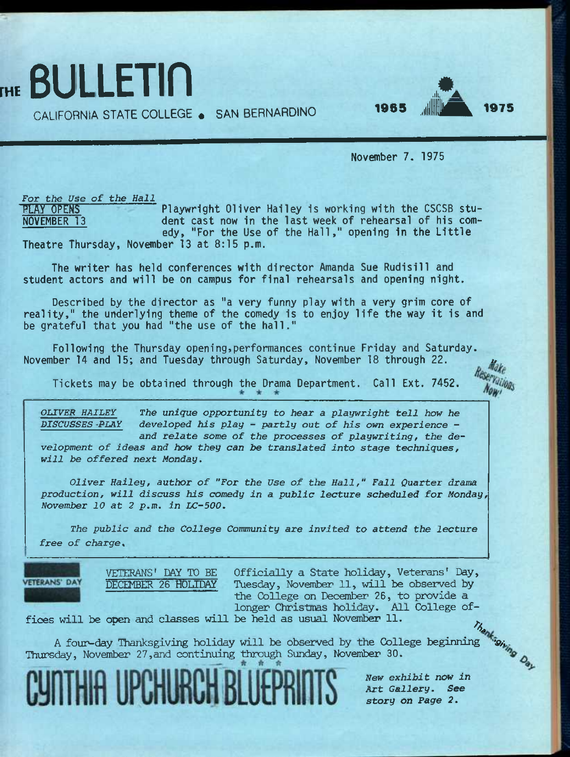# THE BULLETIN

CALIFORNIA STATE COLLEGE • SAN BERNARDINO

1965 1975

November 7. 1975

## For the Use of the Hall

**PLAY OPENS NOVEMBER 13**

Playwright Oliver Hailey is working with the CSCSB student cast now in the last week of rehearsal of his comedy, "For the Use of the Hall," opening in the Little Theatre Thursday, November 13 at 8:15 p.m.

The writer has held conferences with director Amanda Sue Rudisill and student actors and will be on campus for final rehearsals and opening night.

Described by the director as "a very funny play with a very grim core of reality," the underlying theme of the comedy is to enjoy life the way it is and be grateful that you had "the use of the hall."

Following the Thursday opening, performances continue Friday and Saturday. November 14 and 15; and Tuesday through Saturday, November 18 through 22.

Tickets may be obtained through the Drama Department. Call Ext. 7452.

Make Reservations Now!

\* \* \*

***OLIVER HAILEY DISCUSSES PLAY***

*The unique opportunity to hear a playwright tell how he developed his play - partly out of his own experience - and relate some of the processes of playwriting, the development of ideas and how they can be translated into stage techniques, will be offered next Monday.*

*Oliver Hailey, author of "For the Use of the Hall," Fall Quarter drama production, will discuss his comedy in a public lecture scheduled for Monday, November 10 at 2 p.m. in LC-500.*

*The public and the College Community are invited to attend the lecture free of charge.*

VETERANS' DAY

**VETERANS' DAY TO BE DECEMBER 26 HOLIDAY**

Officially a State holiday, Veterans' Day, Tuesday, November 11, will be observed by the College on December 26, to provide a longer Christmas holiday. All College offices will be open and classes will be held as usual November 11.

A four-day Thanksgiving holiday will be observed by the College beginning Thursday, November 27, and continuing through Sunday, November 30.

Thanksgiving Day

\* \* \*

# CYNTHIA UPCHURCH BLUEPRINTS

*New exhibit now in Art Gallery. See story on Page 2.*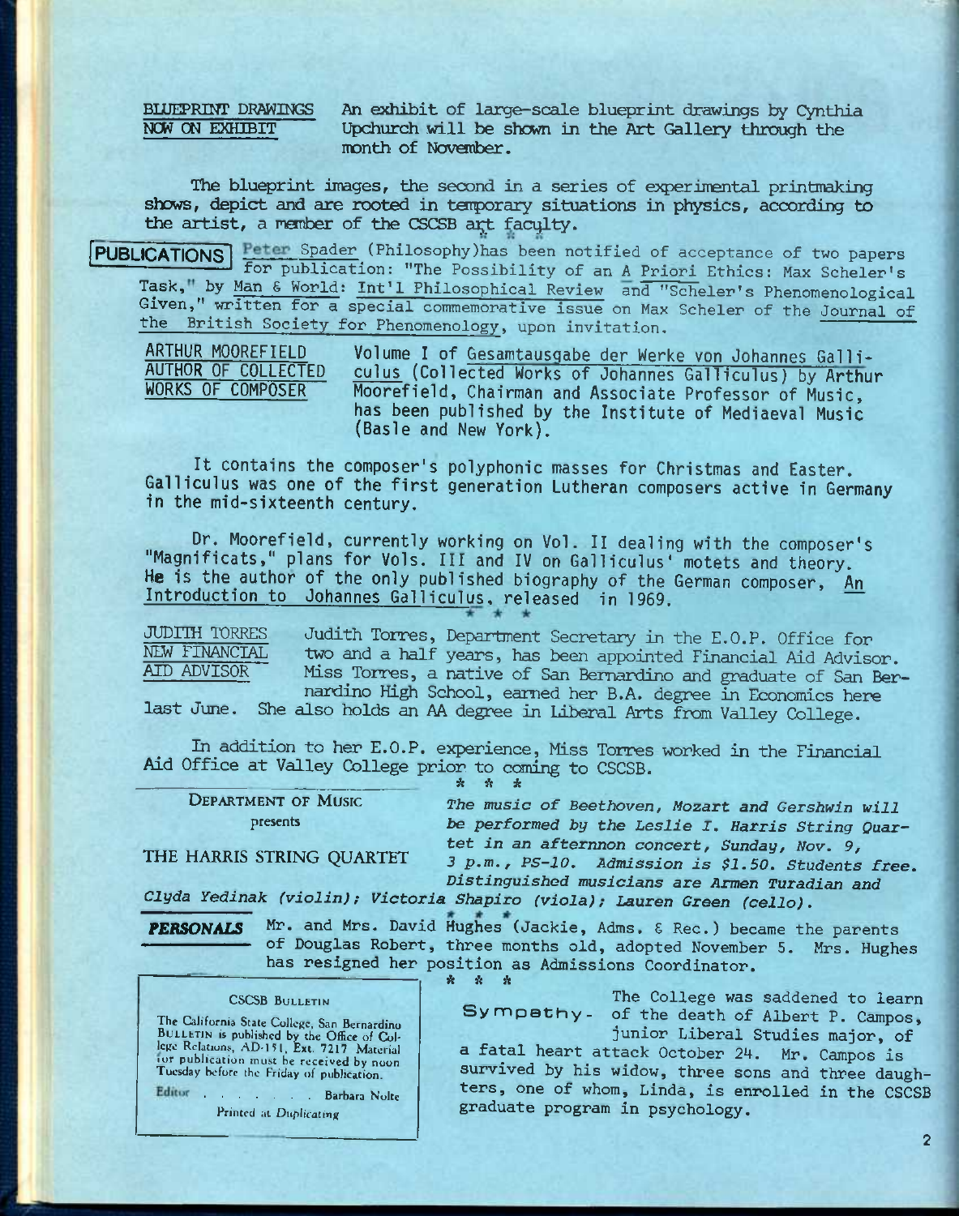**BLUEPRINT DRAWINGS NOW ON EXHIBIT** An exhibit of large-scale blueprint drawings by Cynthia Upchurch will be shown in the Art Gallery through the month of November.

The blueprint images, the second in a series of experimental printmaking shows, depict and are rooted in temporary situations in physics, according to the artist, a member of the CSCSB art faculty.

\* \* \*

**PUBLICATIONS** Peter Spader (Philosophy) has been notified of acceptance of two papers for publication: "The Possibility of an A Priori Ethics: Max Scheler's Task," by Man & World: Int'l Philosophical Review and "Scheler's Phenomenological Given," written for a special commemorative issue on Max Scheler of the Journal of the British Society for Phenomenology, upon invitation.

**ARTHUR MOOREFIELD AUTHOR OF COLLECTED WORKS OF COMPOSER** Volume I of Gesamtausgabe der Werke von Johannes Galliculus (Collected Works of Johannes Galliculus) by Arthur Moorefield, Chairman and Associate Professor of Music, has been published by the Institute of Mediaeval Music (Basle and New York).

It contains the composer's polyphonic masses for Christmas and Easter. Galliculus was one of the first generation Lutheran composers active in Germany in the mid-sixteenth century.

Dr. Moorefield, currently working on Vol. II dealing with the composer's "Magnificats," plans for Vols. III and IV on Galliculus' motets and theory. He is the author of the only published biography of the German composer, An Introduction to Johannes Galliculus, released in 1969.

\* \* \*

**JUDITH TORRES NEW FINANCIAL AID ADVISOR** Judith Torres, Department Secretary in the E.O.P. Office for two and a half years, has been appointed Financial Aid Advisor. Miss Torres, a native of San Bernardino and graduate of San Bernardino High School, earned her B.A. degree in Economics here last June. She also holds an AA degree in Liberal Arts from Valley College.

In addition to her E.O.P. experience, Miss Torres worked in the Financial Aid Office at Valley College prior to coming to CSCSB.

\* \* \*

**DEPARTMENT OF MUSIC presents THE HARRIS STRING QUARTET**

*The music of Beethoven, Mozart and Gershwin will be performed by the Leslie I. Harris String Quartet in an afternoon concert, Sunday, Nov. 9, 3 p.m., PS-10. Admission is $1.50. Students free. Distinguished musicians are Armen Turadian and Clyda Yedinak (violin); Victoria Shapiro (viola); Lauren Green (cello).*

\* \* \*

***PERSONALS*** Mr. and Mrs. David Hughes (Jackie, Adms. & Rec.) became the parents of Douglas Robert, three months old, adopted November 5. Mrs. Hughes has resigned her position as Admissions Coordinator.

\* \* \*

**Sympathy** - The College was saddened to learn of the death of Albert P. Campos, junior Liberal Studies major, of a fatal heart attack October 24. Mr. Campos is survived by his widow, three sons and three daughters, one of whom, Linda, is enrolled in the CSCSB graduate program in psychology.

---

CSCSB BULLETIN

The California State College, San Bernardino BULLETIN is published by the Office of College Relations, AD-151, Ext. 7217. Material for publication must be received by noon Tuesday before the Friday of publication.

Editor . . . . . . . . Barbara Nolte

Printed at Duplicating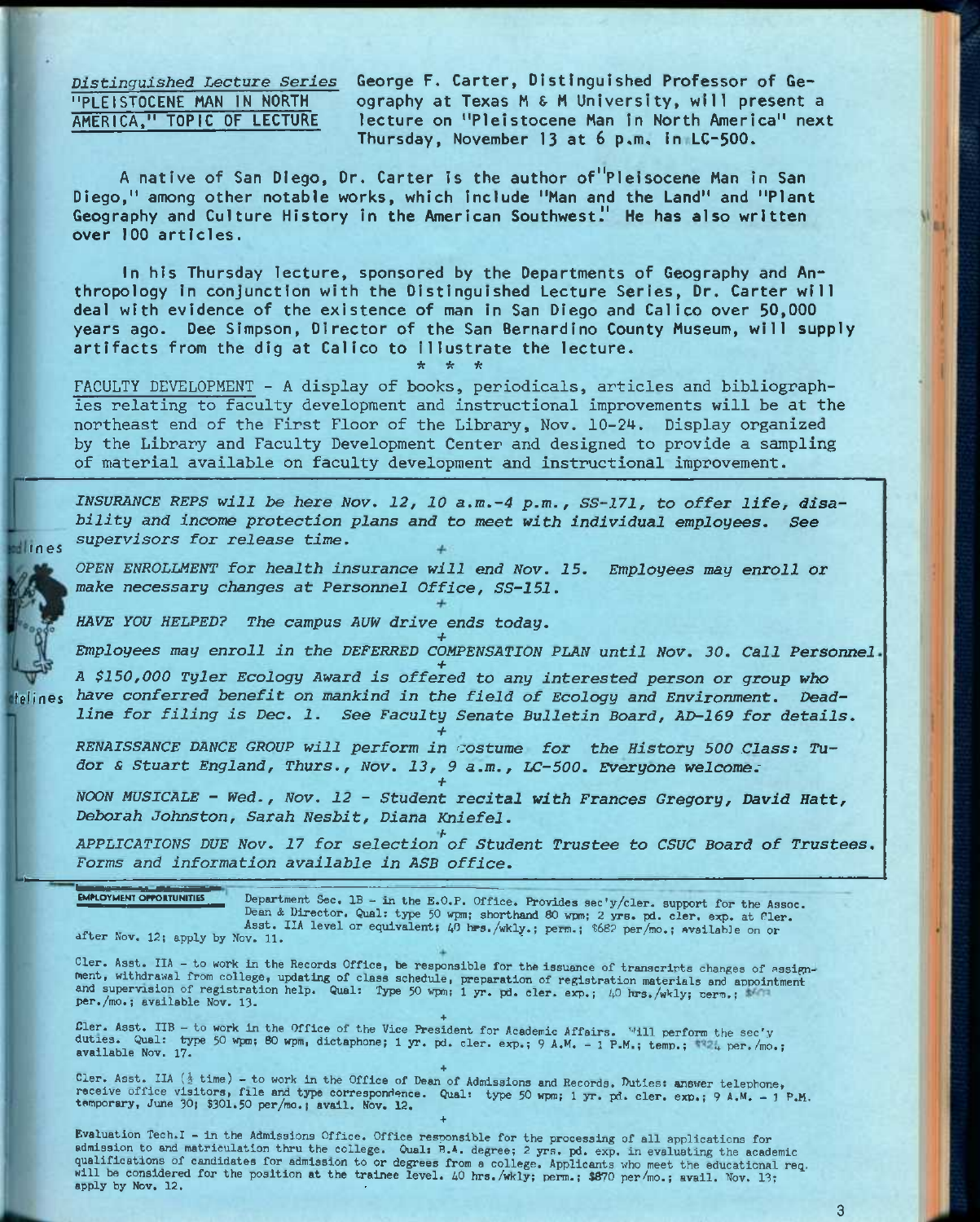*Distinguished Lecture Series* "PLEISTOCENE MAN IN NORTH AMERICA," TOPIC OF LECTURE

George F. Carter, Distinguished Professor of Geography at Texas M & M University, will present a lecture on "Pleistocene Man in North America" next Thursday, November 13 at 6 p.m. in LC-500.

A native of San Diego, Dr. Carter is the author of "Pleisocene Man in San Diego," among other notable works, which include "Man and the Land" and "Plant Geography and Culture History in the American Southwest." He has also written over 100 articles.

In his Thursday lecture, sponsored by the Departments of Geography and Anthropology in conjunction with the Distinguished Lecture Series, Dr. Carter will deal with evidence of the existence of man in San Diego and Calico over 50,000 years ago. Dee Simpson, Director of the San Bernardino County Museum, will supply artifacts from the dig at Calico to illustrate the lecture.

\* \* \*

FACULTY DEVELOPMENT - A display of books, periodicals, articles and bibliographies relating to faculty development and instructional improvements will be at the northeast end of the First Floor of the Library, Nov. 10-24. Display organized by the Library and Faculty Development Center and designed to provide a sampling of material available on faculty development and instructional improvement.

*INSURANCE REPS will be here Nov. 12, 10 a.m.-4 p.m., SS-171, to offer life, disability and income protection plans and to meet with individual employees. See supervisors for release time.*

+

*OPEN ENROLLMENT for health insurance will end Nov. 15. Employees may enroll or make necessary changes at Personnel Office, SS-151.*

+

*HAVE YOU HELPED? The campus AUW drive ends today.*

+

*Employees may enroll in the DEFERRED COMPENSATION PLAN until Nov. 30. Call Personnel.*

+

*A $150,000 Tyler Ecology Award is offered to any interested person or group who have conferred benefit on mankind in the field of Ecology and Environment. Deadline for filing is Dec. 1. See Faculty Senate Bulletin Board, AD-169 for details.*

+

*RENAISSANCE DANCE GROUP will perform in costume for the History 500 Class: Tudor & Stuart England, Thurs., Nov. 13, 9 a.m., LC-500. Everyone welcome.*

+

*NOON MUSICALE - Wed., Nov. 12 - Student recital with Frances Gregory, David Hatt, Deborah Johnston, Sarah Nesbit, Diana Kniefel.*

+

*APPLICATIONS DUE Nov. 17 for selection of Student Trustee to CSUC Board of Trustees. Forms and information available in ASB office.*

**EMPLOYMENT OPPORTUNITIES**

Department Sec. IB - in the E.O.P. Office. Provides sec'y/cler. support for the Assoc. Dean & Director. Qual: type 50 wpm; shorthand 80 wpm; 2 yrs. pd. cler. exp. at Cler. Asst. IIA level or equivalent; 40 hrs./wkly.; perm.; $682 per/mo.; available on or after Nov. 12; apply by Nov. 11.

+

Cler. Asst. IIA - to work in the Records Office, be responsible for the issuance of transcripts changes of assignment, withdrawal from college, updating of class schedule, preparation of registration materials and appointment and supervision of registration help. Qual: Type 50 wpm; 1 yr. pd. cler. exp.; 40 hrs./wkly; perm.; $603 per./mo.; available Nov. 13.

+

Cler. Asst. IIB - to work in the Office of the Vice President for Academic Affairs. Will perform the sec'y duties. Qual: type 50 wpm; 80 wpm, dictaphone; 1 yr. pd. cler. exp.; 9 A.M. - 1 P.M.; temp.; $324 per./mo.; available Nov. 17.

+

Cler. Asst. IIA (½ time) - to work in the Office of Dean of Admissions and Records. Duties: answer telephone, receive office visitors, file and type correspondence. Qual: type 50 wpm; 1 yr. pd. cler. exp.; 9 A.M. - 1 P.M. temporary, June 30; $301.50 per/mo.; avail. Nov. 12.

+

Evaluation Tech.I - in the Admissions Office. Office responsible for the processing of all applications for admission to and matriculation thru the college. Qual: B.A. degree; 2 yrs. pd. exp. in evaluating the academic qualifications of candidates for admission to or degrees from a college. Applicants who meet the educational req. will be considered for the position at the trainee level. 40 hrs./wkly; perm.; $870 per/mo.; avail. Nov. 13; apply by Nov. 12.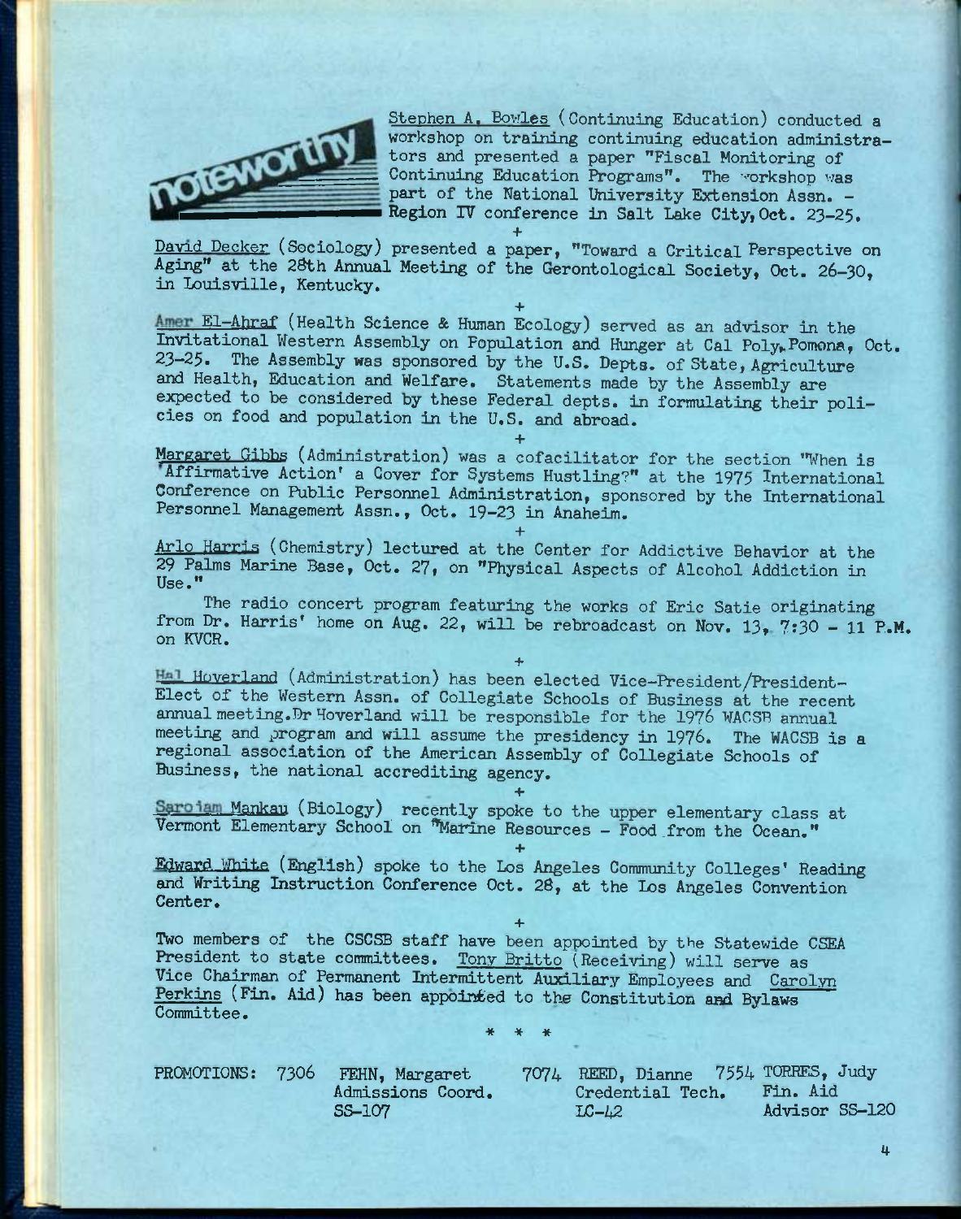noteworthy

Stephen A. Bowles (Continuing Education) conducted a workshop on training continuing education administrators and presented a paper "Fiscal Monitoring of Continuing Education Programs". The workshop was part of the National University Extension Assn. - Region IV conference in Salt Lake City, Oct. 23-25.

+

David Decker (Sociology) presented a paper, "Toward a Critical Perspective on Aging" at the 28th Annual Meeting of the Gerontological Society, Oct. 26-30, in Louisville, Kentucky.

+

Amer El-Ahraf (Health Science & Human Ecology) served as an advisor in the Invitational Western Assembly on Population and Hunger at Cal Poly, Pomona, Oct. 23-25. The Assembly was sponsored by the U.S. Depts. of State, Agriculture and Health, Education and Welfare. Statements made by the Assembly are expected to be considered by these Federal depts. in formulating their policies on food and population in the U.S. and abroad.

+

Margaret Gibbs (Administration) was a cofacilitator for the section "When is 'Affirmative Action' a Cover for Systems Hustling?" at the 1975 International Conference on Public Personnel Administration, sponsored by the International Personnel Management Assn., Oct. 19-23 in Anaheim.

+

Arlo Harris (Chemistry) lectured at the Center for Addictive Behavior at the 29 Palms Marine Base, Oct. 27, on "Physical Aspects of Alcohol Addiction in Use."

The radio concert program featuring the works of Eric Satie originating from Dr. Harris' home on Aug. 22, will be rebroadcast on Nov. 13, 7:30 - 11 P.M. on KVCR.

+

Hal Hoverland (Administration) has been elected Vice-President/President-Elect of the Western Assn. of Collegiate Schools of Business at the recent annual meeting. Dr Hoverland will be responsible for the 1976 WACSB annual meeting and program and will assume the presidency in 1976. The WACSB is a regional association of the American Assembly of Collegiate Schools of Business, the national accrediting agency.

+

Sarojam Mankau (Biology) recently spoke to the upper elementary class at Vermont Elementary School on "Marine Resources - Food from the Ocean."

+

Edward White (English) spoke to the Los Angeles Community Colleges' Reading and Writing Instruction Conference Oct. 28, at the Los Angeles Convention Center.

+

Two members of the CSCSB staff have been appointed by the Statewide CSEA President to state committees. Tony Britto (Receiving) will serve as Vice Chairman of Permanent Intermittent Auxiliary Employees and Carolyn Perkins (Fin. Aid) has been appointed to the Constitution and Bylaws Committee.

\* \* \*

PROMOTIONS:

| | | | | | |
|---|---|---|---|---|---|
| 7306 | FEHN, Margaret<br>Admissions Coord.<br>SS-107 | 7074 | REED, Dianne<br>Credential Tech.<br>LC-42 | 7554 | TORRES, Judy<br>Fin. Aid<br>Advisor SS-120 |